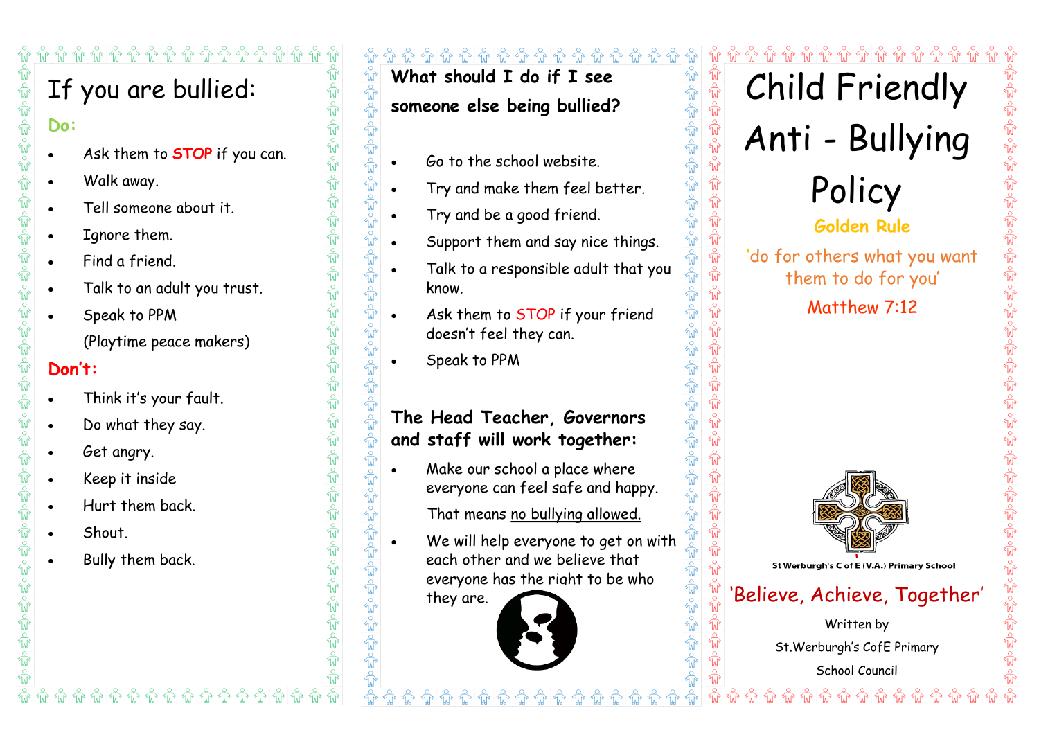# If you are bullied:

**Do:**

- Ask them to **STOP** if you can.
- Walk away.
- Tell someone about it.
- Ignore them.
- Find a friend.
- Talk to an adult you trust.
- Speak to PPM

  (Playtime peace makers)

**Don't:**

- Think it's your fault.
- Do what they say.
- Get angry.
- Keep it inside
- Hurt them back.
- Shout.
- Bully them back.

## What should I do if I see someone else being bullied?

- Go to the school website.
- Try and make them feel better.
- Try and be a good friend.
- Support them and say nice things.
- Talk to a responsible adult that you know.
- Ask them to STOP if your friend doesn't feel they can.
- Speak to PPM

## The Head Teacher, Governors and staff will work together:

- Make our school a place where everyone can feel safe and happy.

  That means <u>no bullying allowed.</u>
- We will help everyone to get on with each other and we believe that everyone has the right to be who they are.

# Child Friendly Anti - Bullying Policy

**Golden Rule**

'do for others what you want them to do for you'

Matthew 7:12

St Werburgh's C of E (V.A.) Primary School

'Believe, Achieve, Together'

Written by

St.Werburgh's CofE Primary

School Council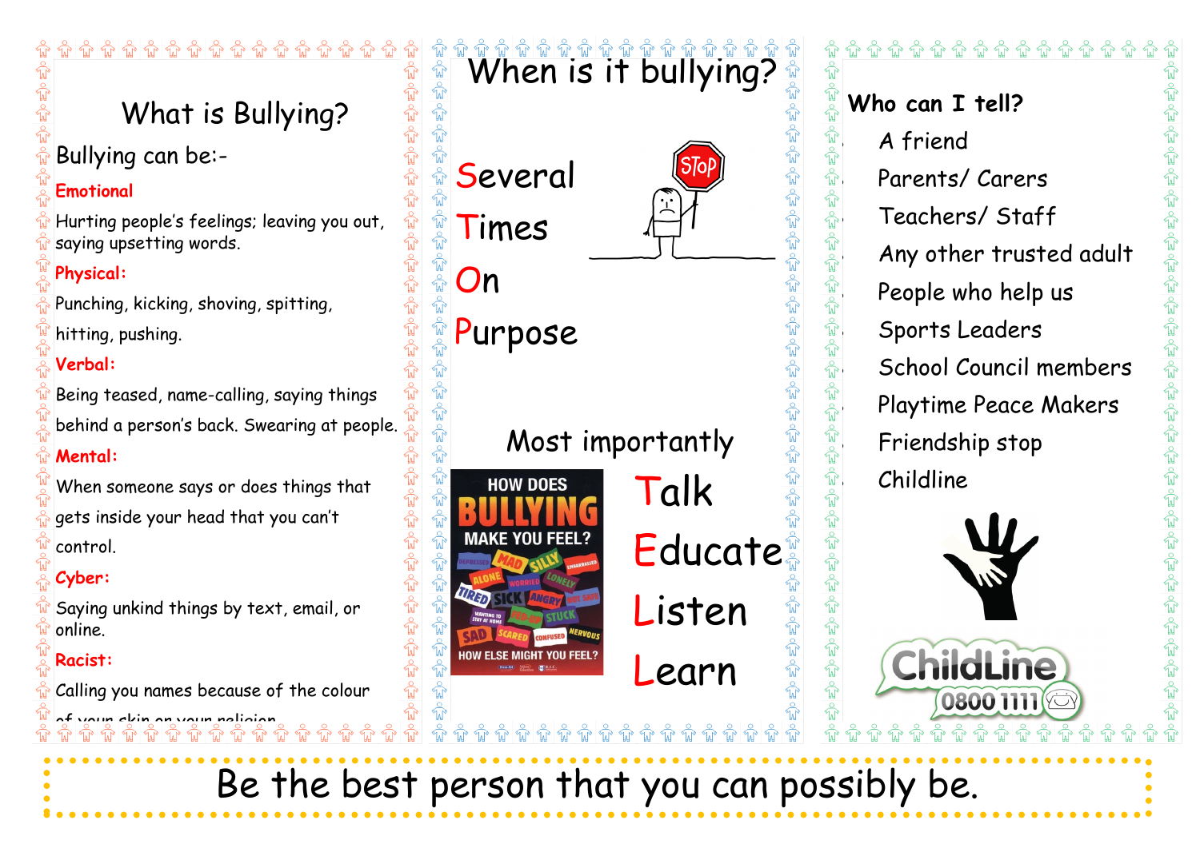## What is Bullying?

Bullying can be:-

**Emotional**

Hurting people's feelings; leaving you out, saying upsetting words.

**Physical:**

Punching, kicking, shoving, spitting, hitting, pushing.

**Verbal:**

Being teased, name-calling, saying things behind a person's back. Swearing at people.

**Mental:**

When someone says or does things that gets inside your head that you can't control.

**Cyber:**

Saying unkind things by text, email, or online.

**Racist:**

Calling you names because of the colour of your skin or your religion.

## When is it bullying?

**S**everal
**T**imes
**O**n
**P**urpose

STOP

Most importantly

HOW DOES BULLYING MAKE YOU FEEL?

DEPRESSED MAD SILLY EMBARRASSED ALONE WORRIED LONELY TIRED SICK ANGRY NOT SAFE WANTING TO STAY AT HOME FED-UP STUCK SAD SCARED CONFUSED NERVOUS

HOW ELSE MIGHT YOU FEEL?

**T**alk
**E**ducate
**L**isten
**L**earn

## Who can I tell?

- A friend
- Parents/ Carers
- Teachers/ Staff
- Any other trusted adult
- People who help us
- Sports Leaders
- School Council members
- Playtime Peace Makers
- Friendship stop
- Childline

ChildLine 0800 1111

Be the best person that you can possibly be.